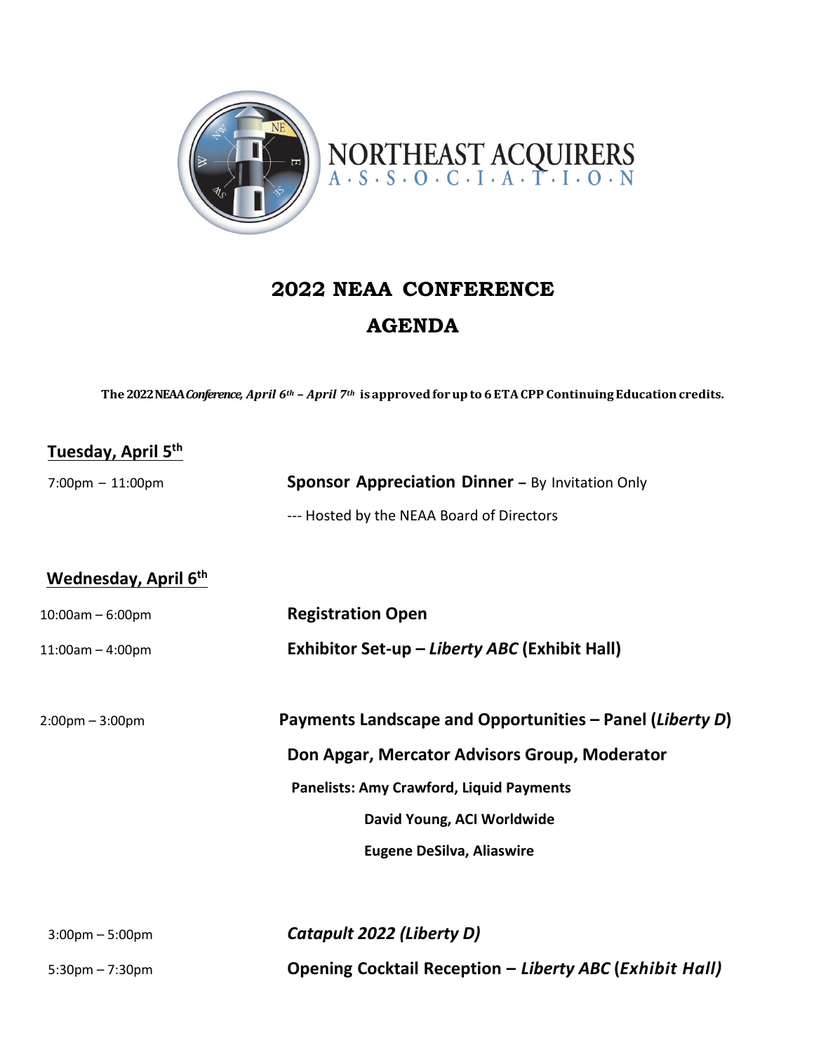NORTHEAST ACQUIRERS
A·S·S·O·C·I·A·T·I·O·N

# 2022 NEAA CONFERENCE

# AGENDA

**The 2022 NEAA *Conference, April 6th – April 7th* is approved for up to 6 ETA CPP Continuing Education credits.**

## Tuesday, April 5th

7:00pm – 11:00pm **Sponsor Appreciation Dinner –** By Invitation Only

--- Hosted by the NEAA Board of Directors

## Wednesday, April 6th

10:00am – 6:00pm **Registration Open**

11:00am – 4:00pm **Exhibitor Set-up – *Liberty ABC* (Exhibit Hall)**

2:00pm – 3:00pm **Payments Landscape and Opportunities – Panel (*Liberty D*)**

**Don Apgar, Mercator Advisors Group, Moderator**

**Panelists: Amy Crawford, Liquid Payments**

**David Young, ACI Worldwide**

**Eugene DeSilva, Aliaswire**

3:00pm – 5:00pm ***Catapult 2022 (Liberty D)***

5:30pm – 7:30pm **Opening Cocktail Reception – *Liberty ABC* (*Exhibit Hall*)**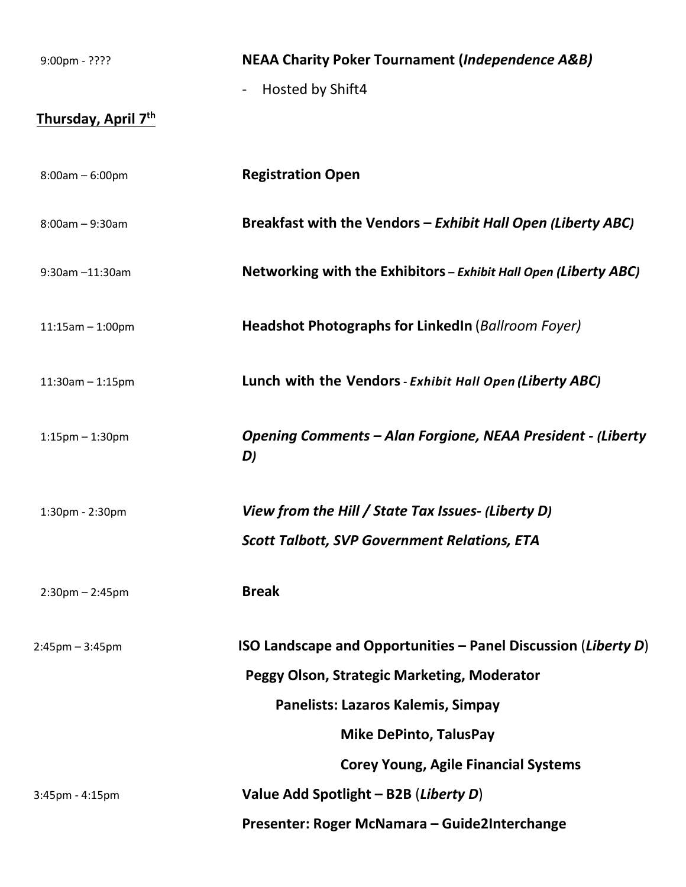9:00pm - ???? **NEAA Charity Poker Tournament (*Independence A&B)***

- Hosted by Shift4

**Thursday, April 7th**

8:00am – 6:00pm **Registration Open**

8:00am – 9:30am **Breakfast with the Vendors – *Exhibit Hall Open (Liberty ABC)***

9:30am –11:30am **Networking with the Exhibitors – *Exhibit Hall Open (Liberty ABC)***

11:15am – 1:00pm **Headshot Photographs for LinkedIn** (*Ballroom Foyer)*

11:30am – 1:15pm **Lunch with the Vendors - *Exhibit Hall Open (Liberty ABC)***

1:15pm – 1:30pm ***Opening Comments – Alan Forgione, NEAA President - (Liberty D)***

1:30pm - 2:30pm ***View from the Hill / State Tax Issues- (Liberty D)***

***Scott Talbott, SVP Government Relations, ETA***

2:30pm – 2:45pm **Break**

2:45pm – 3:45pm **ISO Landscape and Opportunities – Panel Discussion** (***Liberty D***)

**Peggy Olson, Strategic Marketing, Moderator**

**Panelists: Lazaros Kalemis, Simpay**

**Mike DePinto, TalusPay**

**Corey Young, Agile Financial Systems**

3:45pm - 4:15pm **Value Add Spotlight – B2B** (***Liberty D***)

**Presenter: Roger McNamara – Guide2Interchange**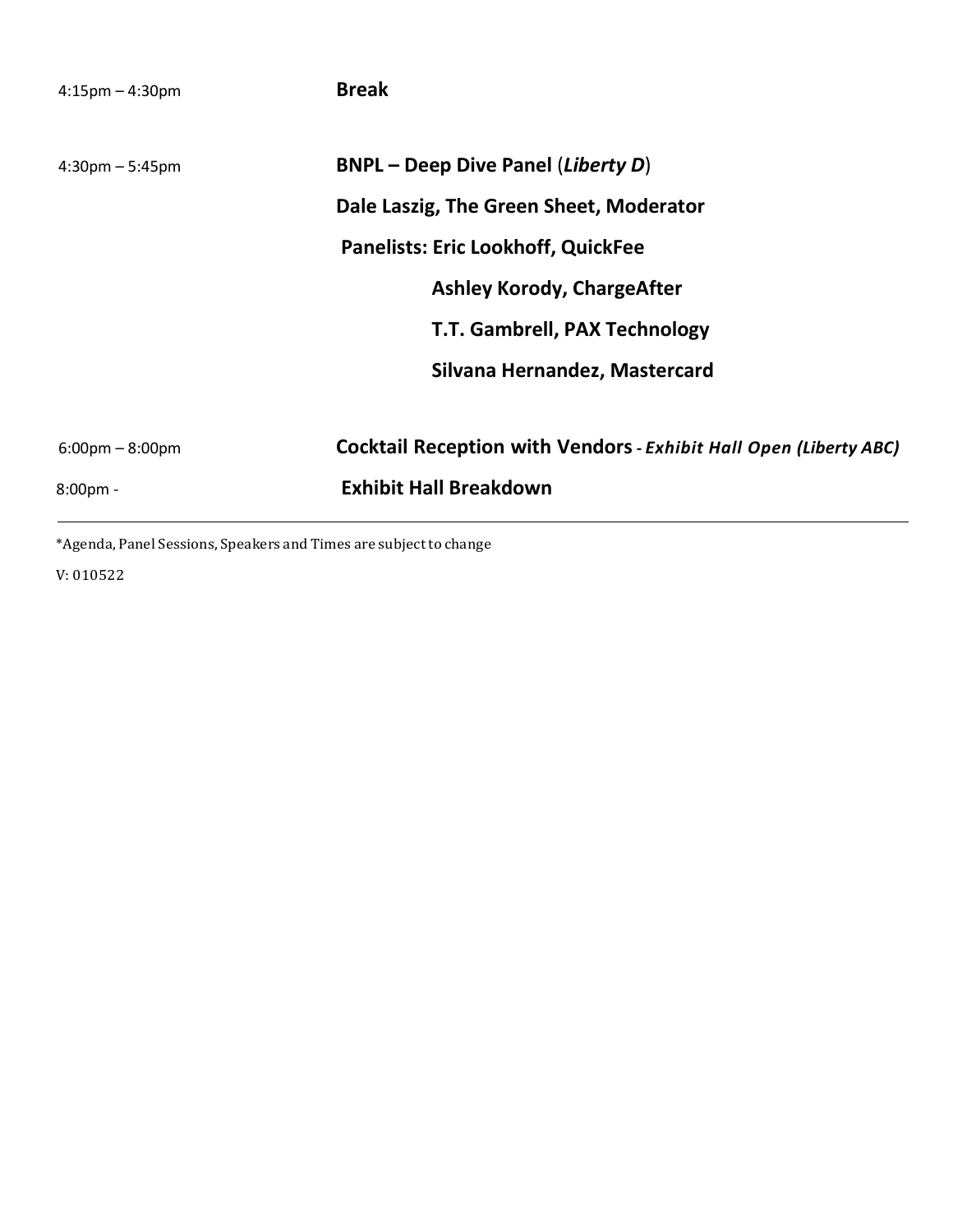| | |
|---|---|
| 4:15pm – 4:30pm | **Break** |
| 4:30pm – 5:45pm | **BNPL – Deep Dive Panel** (***Liberty D***)<br>**Dale Laszig, The Green Sheet, Moderator**<br>**Panelists: Eric Lookhoff, QuickFee**<br>**Ashley Korody, ChargeAfter**<br>**T.T. Gambrell, PAX Technology**<br>**Silvana Hernandez, Mastercard** |
| 6:00pm – 8:00pm | **Cocktail Reception with Vendors** - ***Exhibit Hall Open (Liberty ABC)*** |
| 8:00pm - | **Exhibit Hall Breakdown** |

---

*Agenda, Panel Sessions, Speakers and Times are subject to change

V: 010522